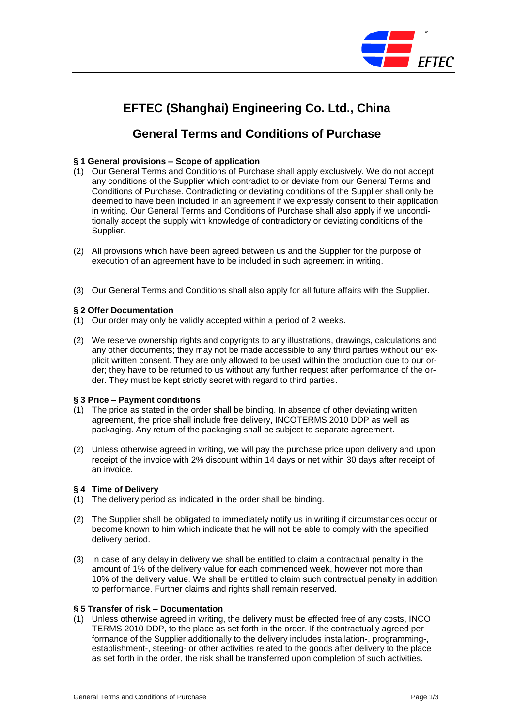# EFTEC (Shanghai) Engineering Co. Ltd., China

## General Terms and Conditions of Purchase

### § 1 General provisions – Scope of application

(1) Our General Terms and Conditions of Purchase shall apply exclusively. We do not accept any conditions of the Supplier which contradict to or deviate from our General Terms and Conditions of Purchase. Contradicting or deviating conditions of the Supplier shall only be deemed to have been included in an agreement if we expressly consent to their application in writing. Our General Terms and Conditions of Purchase shall also apply if we unconditionally accept the supply with knowledge of contradictory or deviating conditions of the Supplier.

(2) All provisions which have been agreed between us and the Supplier for the purpose of execution of an agreement have to be included in such agreement in writing.

(3) Our General Terms and Conditions shall also apply for all future affairs with the Supplier.

### § 2 Offer Documentation

(1) Our order may only be validly accepted within a period of 2 weeks.

(2) We reserve ownership rights and copyrights to any illustrations, drawings, calculations and any other documents; they may not be made accessible to any third parties without our explicit written consent. They are only allowed to be used within the production due to our order; they have to be returned to us without any further request after performance of the order. They must be kept strictly secret with regard to third parties.

### § 3 Price – Payment conditions

(1) The price as stated in the order shall be binding. In absence of other deviating written agreement, the price shall include free delivery, INCOTERMS 2010 DDP as well as packaging. Any return of the packaging shall be subject to separate agreement.

(2) Unless otherwise agreed in writing, we will pay the purchase price upon delivery and upon receipt of the invoice with 2% discount within 14 days or net within 30 days after receipt of an invoice.

### § 4 Time of Delivery

(1) The delivery period as indicated in the order shall be binding.

(2) The Supplier shall be obligated to immediately notify us in writing if circumstances occur or become known to him which indicate that he will not be able to comply with the specified delivery period.

(3) In case of any delay in delivery we shall be entitled to claim a contractual penalty in the amount of 1% of the delivery value for each commenced week, however not more than 10% of the delivery value. We shall be entitled to claim such contractual penalty in addition to performance. Further claims and rights shall remain reserved.

### § 5 Transfer of risk – Documentation

(1) Unless otherwise agreed in writing, the delivery must be effected free of any costs, INCO TERMS 2010 DDP, to the place as set forth in the order. If the contractually agreed performance of the Supplier additionally to the delivery includes installation-, programming-, establishment-, steering- or other activities related to the goods after delivery to the place as set forth in the order, the risk shall be transferred upon completion of such activities.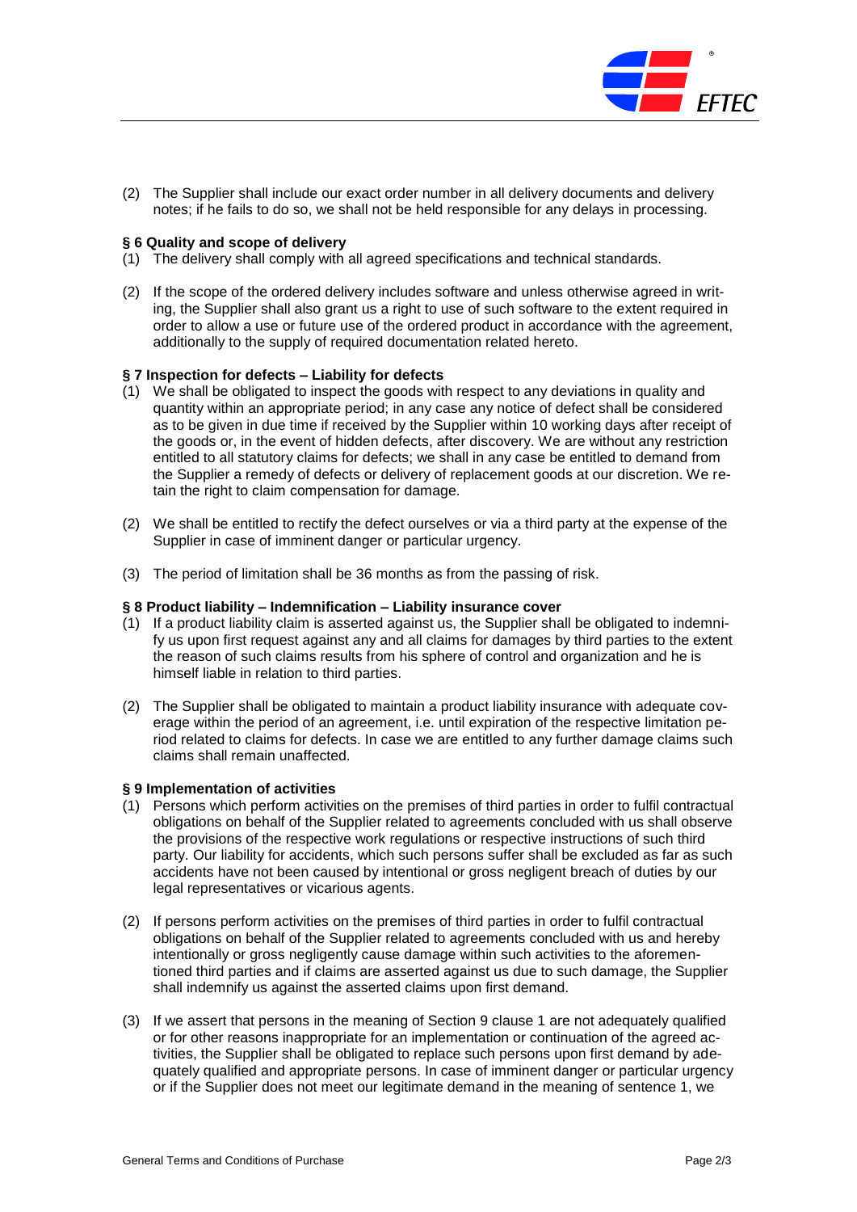(2) The Supplier shall include our exact order number in all delivery documents and delivery notes; if he fails to do so, we shall not be held responsible for any delays in processing.

**§ 6 Quality and scope of delivery**

(1) The delivery shall comply with all agreed specifications and technical standards.

(2) If the scope of the ordered delivery includes software and unless otherwise agreed in writing, the Supplier shall also grant us a right to use of such software to the extent required in order to allow a use or future use of the ordered product in accordance with the agreement, additionally to the supply of required documentation related hereto.

**§ 7 Inspection for defects – Liability for defects**

(1) We shall be obligated to inspect the goods with respect to any deviations in quality and quantity within an appropriate period; in any case any notice of defect shall be considered as to be given in due time if received by the Supplier within 10 working days after receipt of the goods or, in the event of hidden defects, after discovery. We are without any restriction entitled to all statutory claims for defects; we shall in any case be entitled to demand from the Supplier a remedy of defects or delivery of replacement goods at our discretion. We retain the right to claim compensation for damage.

(2) We shall be entitled to rectify the defect ourselves or via a third party at the expense of the Supplier in case of imminent danger or particular urgency.

(3) The period of limitation shall be 36 months as from the passing of risk.

**§ 8 Product liability – Indemnification – Liability insurance cover**

(1) If a product liability claim is asserted against us, the Supplier shall be obligated to indemnify us upon first request against any and all claims for damages by third parties to the extent the reason of such claims results from his sphere of control and organization and he is himself liable in relation to third parties.

(2) The Supplier shall be obligated to maintain a product liability insurance with adequate coverage within the period of an agreement, i.e. until expiration of the respective limitation period related to claims for defects. In case we are entitled to any further damage claims such claims shall remain unaffected.

**§ 9 Implementation of activities**

(1) Persons which perform activities on the premises of third parties in order to fulfil contractual obligations on behalf of the Supplier related to agreements concluded with us shall observe the provisions of the respective work regulations or respective instructions of such third party. Our liability for accidents, which such persons suffer shall be excluded as far as such accidents have not been caused by intentional or gross negligent breach of duties by our legal representatives or vicarious agents.

(2) If persons perform activities on the premises of third parties in order to fulfil contractual obligations on behalf of the Supplier related to agreements concluded with us and hereby intentionally or gross negligently cause damage within such activities to the aforementioned third parties and if claims are asserted against us due to such damage, the Supplier shall indemnify us against the asserted claims upon first demand.

(3) If we assert that persons in the meaning of Section 9 clause 1 are not adequately qualified or for other reasons inappropriate for an implementation or continuation of the agreed activities, the Supplier shall be obligated to replace such persons upon first demand by adequately qualified and appropriate persons. In case of imminent danger or particular urgency or if the Supplier does not meet our legitimate demand in the meaning of sentence 1, we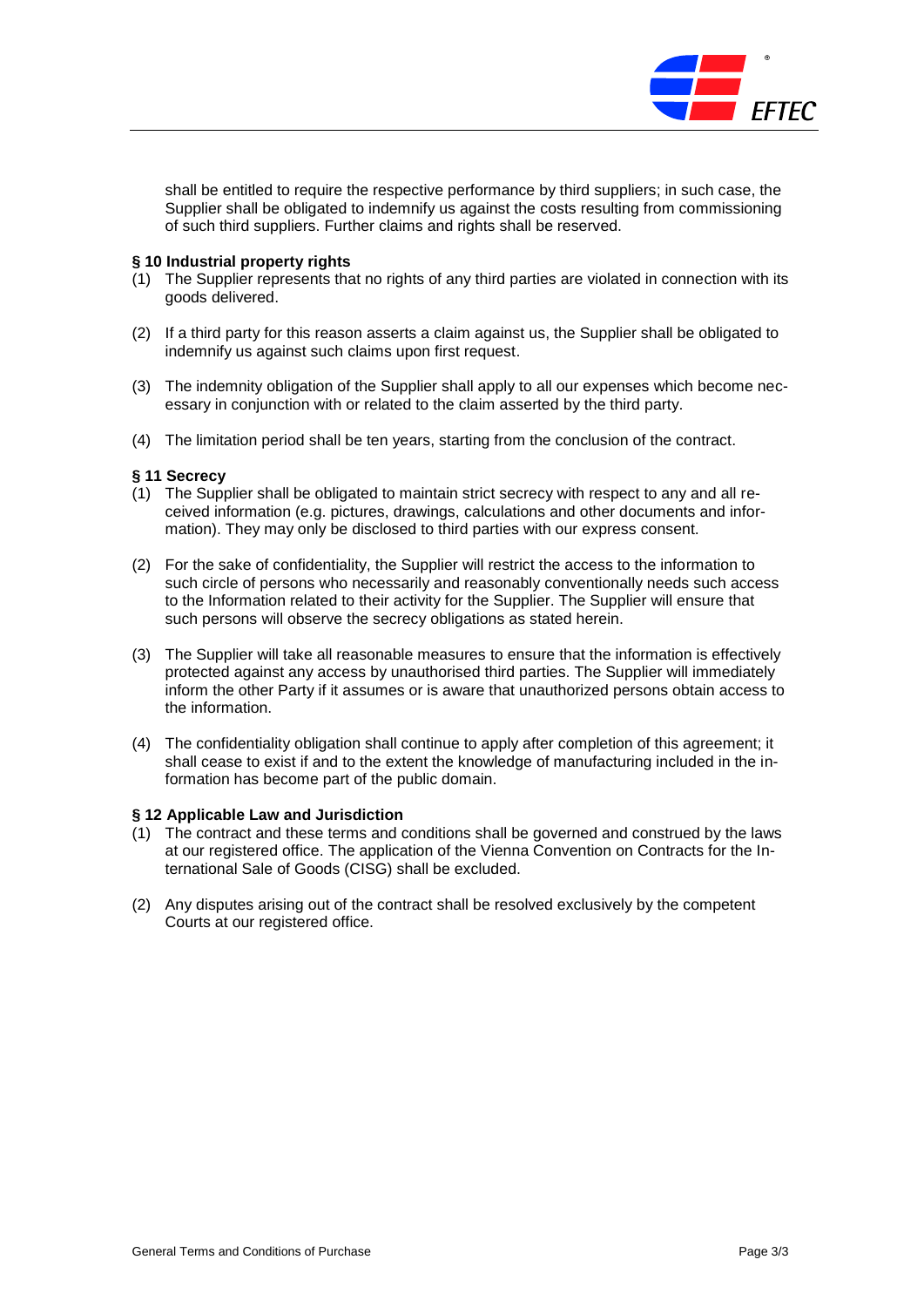shall be entitled to require the respective performance by third suppliers; in such case, the Supplier shall be obligated to indemnify us against the costs resulting from commissioning of such third suppliers. Further claims and rights shall be reserved.

**§ 10 Industrial property rights**

(1) The Supplier represents that no rights of any third parties are violated in connection with its goods delivered.

(2) If a third party for this reason asserts a claim against us, the Supplier shall be obligated to indemnify us against such claims upon first request.

(3) The indemnity obligation of the Supplier shall apply to all our expenses which become necessary in conjunction with or related to the claim asserted by the third party.

(4) The limitation period shall be ten years, starting from the conclusion of the contract.

**§ 11 Secrecy**

(1) The Supplier shall be obligated to maintain strict secrecy with respect to any and all received information (e.g. pictures, drawings, calculations and other documents and information). They may only be disclosed to third parties with our express consent.

(2) For the sake of confidentiality, the Supplier will restrict the access to the information to such circle of persons who necessarily and reasonably conventionally needs such access to the Information related to their activity for the Supplier. The Supplier will ensure that such persons will observe the secrecy obligations as stated herein.

(3) The Supplier will take all reasonable measures to ensure that the information is effectively protected against any access by unauthorised third parties. The Supplier will immediately inform the other Party if it assumes or is aware that unauthorized persons obtain access to the information.

(4) The confidentiality obligation shall continue to apply after completion of this agreement; it shall cease to exist if and to the extent the knowledge of manufacturing included in the information has become part of the public domain.

**§ 12 Applicable Law and Jurisdiction**

(1) The contract and these terms and conditions shall be governed and construed by the laws at our registered office. The application of the Vienna Convention on Contracts for the International Sale of Goods (CISG) shall be excluded.

(2) Any disputes arising out of the contract shall be resolved exclusively by the competent Courts at our registered office.